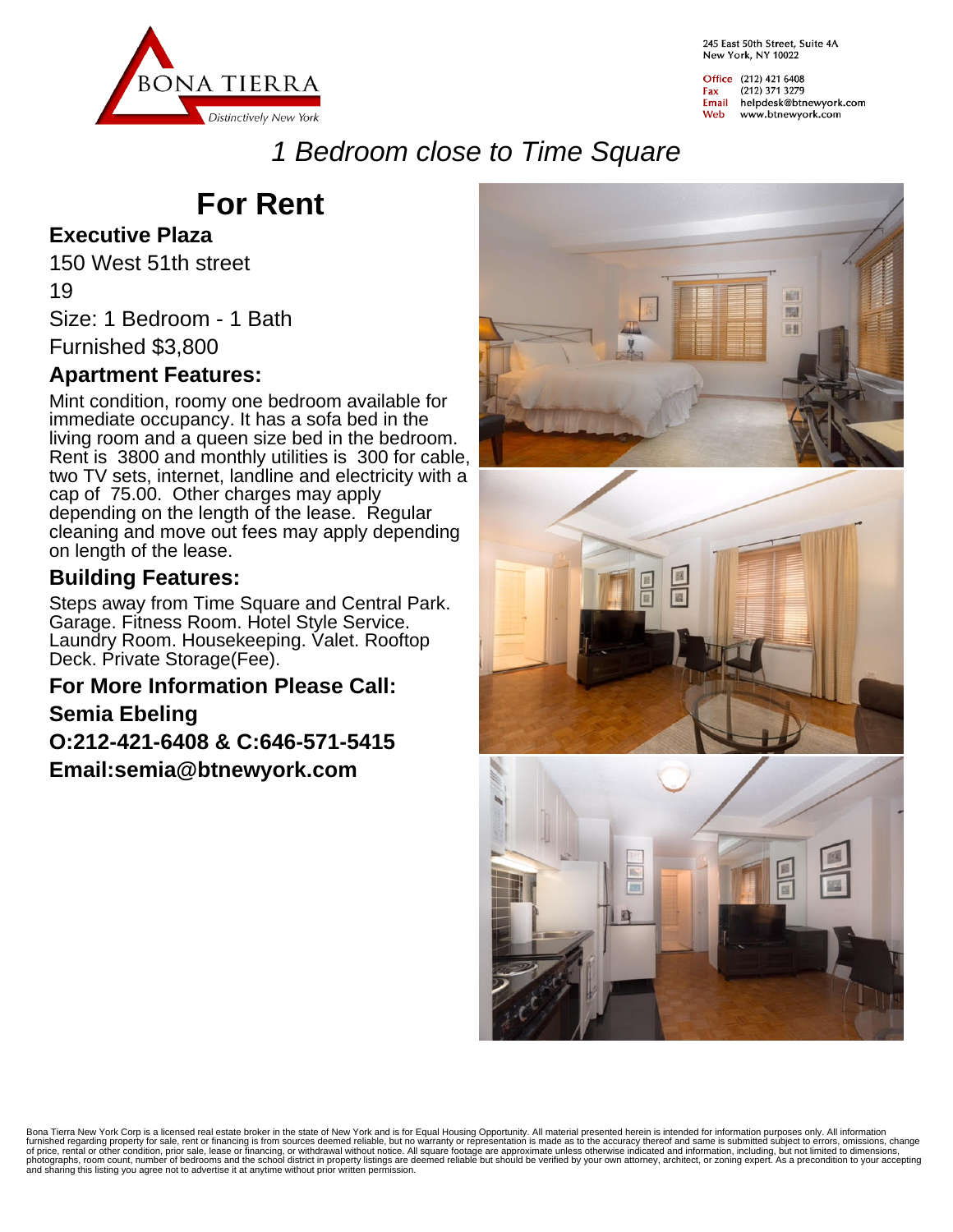BONA TIERRA

*Distinctively New York*

245 East 50th Street, Suite 4A
New York, NY 10022

Office (212) 421 6408
Fax (212) 371 3279
Email helpdesk@btnewyork.com
Web www.btnewyork.com

# *1 Bedroom close to Time Square*

## For Rent

### Executive Plaza

150 West 51th street

19

Size: 1 Bedroom - 1 Bath

Furnished $3,800

### Apartment Features:

Mint condition, roomy one bedroom available for immediate occupancy. It has a sofa bed in the living room and a queen size bed in the bedroom. Rent is 3800 and monthly utilities is 300 for cable, two TV sets, internet, landline and electricity with a cap of 75.00. Other charges may apply depending on the length of the lease. Regular cleaning and move out fees may apply depending on length of the lease.

### Building Features:

Steps away from Time Square and Central Park. Garage. Fitness Room. Hotel Style Service. Laundry Room. Housekeeping. Valet. Rooftop Deck. Private Storage(Fee).

**For More Information Please Call:**

**Semia Ebeling**

**O:212-421-6408 & C:646-571-5415**

**Email:semia@btnewyork.com**

Bona Tierra New York Corp is a licensed real estate broker in the state of New York and is for Equal Housing Opportunity. All material presented herein is intended for information purposes only. All information furnished regarding property for sale, rent or financing is from sources deemed reliable, but no warranty or representation is made as to the accuracy thereof and same is submitted subject to errors, omissions, change of price, rental or other condition, prior sale, lease or financing, or withdrawal without notice. All square footage are approximate unless otherwise indicated and information, including, but not limited to dimensions, photographs, room count, number of bedrooms and the school district in property listings are deemed reliable but should be verified by your own attorney, architect, or zoning expert. As a precondition to your accepting and sharing this listing you agree not to advertise it at anytime without prior written permission.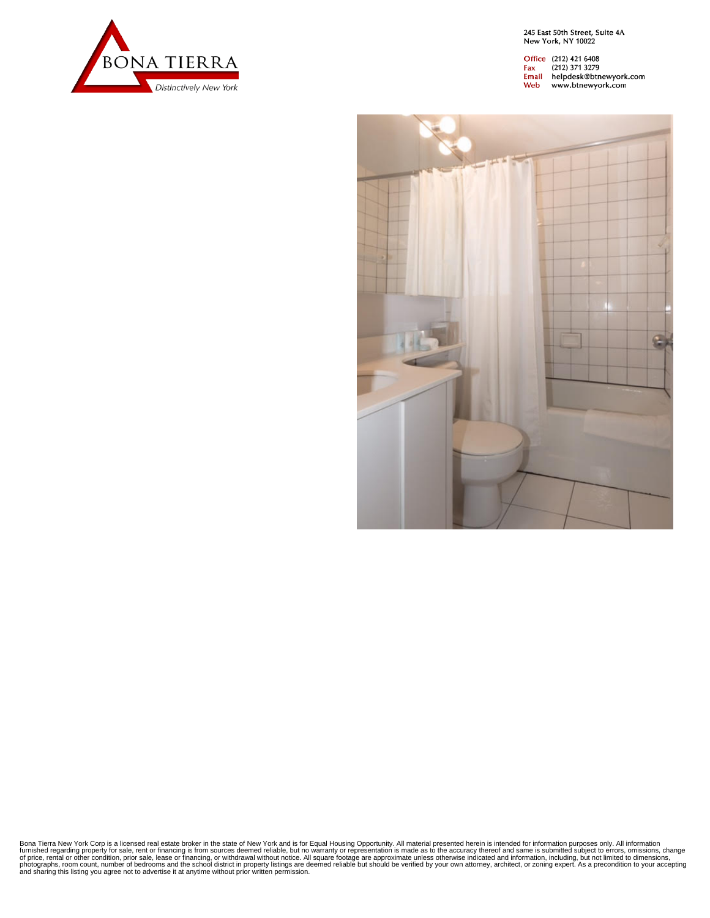BONA TIERRA

*Distinctively New York*

245 East 50th Street, Suite 4A
New York, NY 10022

Office (212) 421 6408
Fax (212) 371 3279
Email helpdesk@btnewyork.com
Web www.btnewyork.com

Bona Tierra New York Corp is a licensed real estate broker in the state of New York and is for Equal Housing Opportunity. All material presented herein is intended for information purposes only. All information furnished regarding property for sale, rent or financing is from sources deemed reliable, but no warranty or representation is made as to the accuracy thereof and same is submitted subject to errors, omissions, change of price, rental or other condition, prior sale, lease or financing, or withdrawal without notice. All square footage are approximate unless otherwise indicated and information, including, but not limited to dimensions, photographs, room count, number of bedrooms and the school district in property listings are deemed reliable but should be verified by your own attorney, architect, or zoning expert. As a precondition to your accepting and sharing this listing you agree not to advertise it at anytime without prior written permission.